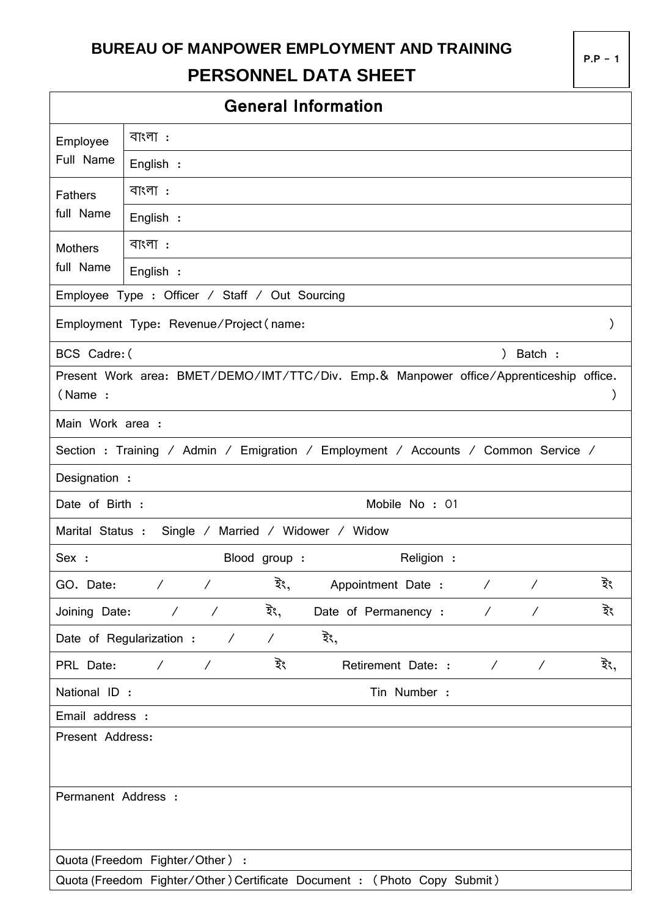# BUREAU OF MANPOWER EMPLOYMENT AND TRAINING

## PERSONNEL DATA SHEET

P.P – 1

| General Information | |
|---|---|
| Employee Full Name | বাংলা : |
| | English : |
| Fathers full Name | বাংলা : |
| | English : |
| Mothers full Name | বাংলা : |
| | English : |

Employee Type : Officer / Staff / Out Sourcing

Employment Type: Revenue/Project (name: )

BCS Cadre: ( ) Batch :

Present Work area: BMET/DEMO/IMT/TTC/Div. Emp.& Manpower office/Apprenticeship office. (Name : )

Main Work area :

Section : Training / Admin / Emigration / Employment / Accounts / Common Service /

Designation :

Date of Birth : Mobile No : 01

Marital Status : Single / Married / Widower / Widow

Sex : Blood group : Religion :

GO. Date: / / ইং, Appointment Date : / / ইং

Joining Date: / / ইং, Date of Permanency : / / ইং

Date of Regularization : / / ইং,

PRL Date: / / ইং Retirement Date: : / / ইং,

National ID : Tin Number :

Email address :

Present Address:

Permanent Address :

Quota (Freedom Fighter/Other) :

Quota (Freedom Fighter/Other) Certificate Document : (Photo Copy Submit)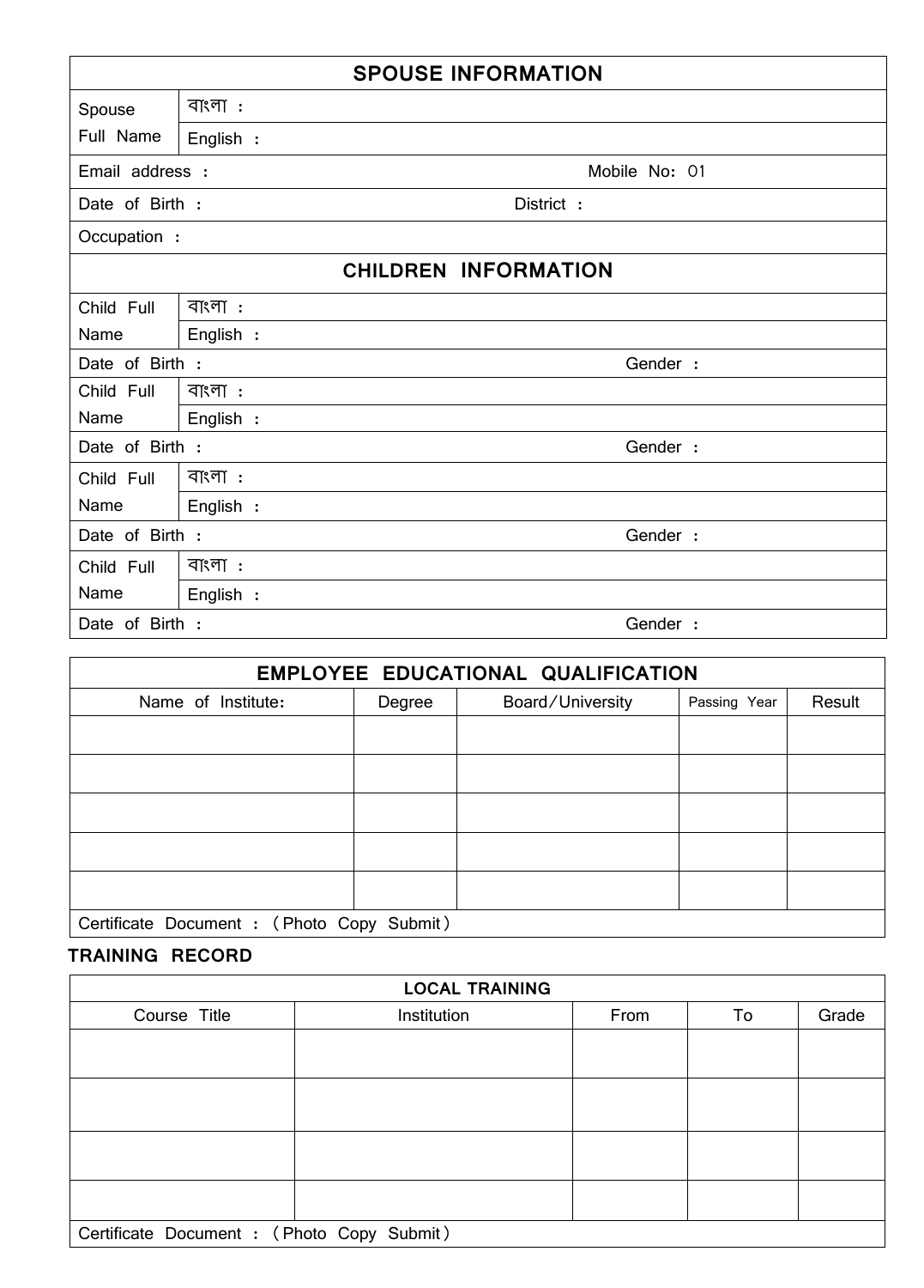| SPOUSE INFORMATION | | |
|---|---|---|
| Spouse Full Name | বাংলা : | |
| | English : | |
| Email address : | | Mobile No: 01 |
| Date of Birth : | | District : |
| Occupation : | | |

| CHILDREN INFORMATION | | |
|---|---|---|
| Child Full Name | বাংলা : | |
| | English : | |
| Date of Birth : | | Gender : |
| Child Full Name | বাংলা : | |
| | English : | |
| Date of Birth : | | Gender : |
| Child Full Name | বাংলা : | |
| | English : | |
| Date of Birth : | | Gender : |
| Child Full Name | বাংলা : | |
| | English : | |
| Date of Birth : | | Gender : |

| EMPLOYEE EDUCATIONAL QUALIFICATION | | | | |
|---|---|---|---|---|
| Name of Institute: | Degree | Board/University | Passing Year | Result |
| | | | | |
| | | | | |
| | | | | |
| | | | | |
| | | | | |
| Certificate Document : (Photo Copy Submit) | | | | |

## TRAINING RECORD

| LOCAL TRAINING | | | | |
|---|---|---|---|---|
| Course Title | Institution | From | To | Grade |
| | | | | |
| | | | | |
| | | | | |
| | | | | |
| Certificate Document : (Photo Copy Submit) | | | | |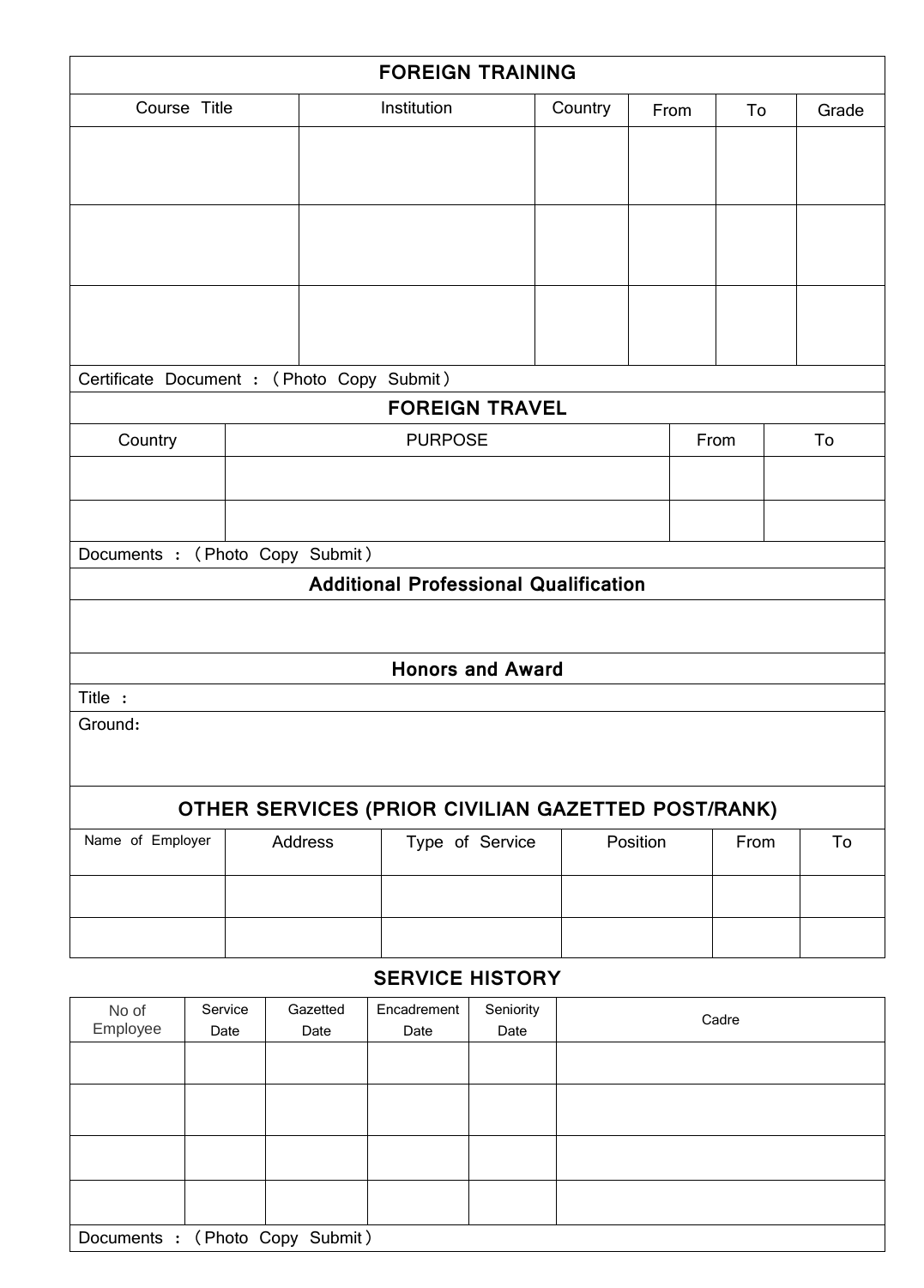## FOREIGN TRAINING

| Course Title | Institution | Country | From | To | Grade |
|---|---|---|---|---|---|
| | | | | | |
| | | | | | |
| | | | | | |

Certificate Document ：（Photo Copy Submit）

## FOREIGN TRAVEL

| Country | PURPOSE | From | To |
|---|---|---|---|
| | | | |
| | | | |

Documents ：（Photo Copy Submit）

## Additional Professional Qualification

## Honors and Award

Title ：

Ground:

## OTHER SERVICES (PRIOR CIVILIAN GAZETTED POST/RANK)

| Name of Employer | Address | Type of Service | Position | From | To |
|---|---|---|---|---|---|
| | | | | | |
| | | | | | |

## SERVICE HISTORY

| No of Employee | Service Date | Gazetted Date | Encadrement Date | Seniority Date | Cadre |
|---|---|---|---|---|---|
| | | | | | |
| | | | | | |
| | | | | | |
| | | | | | |

Documents ：（Photo Copy Submit）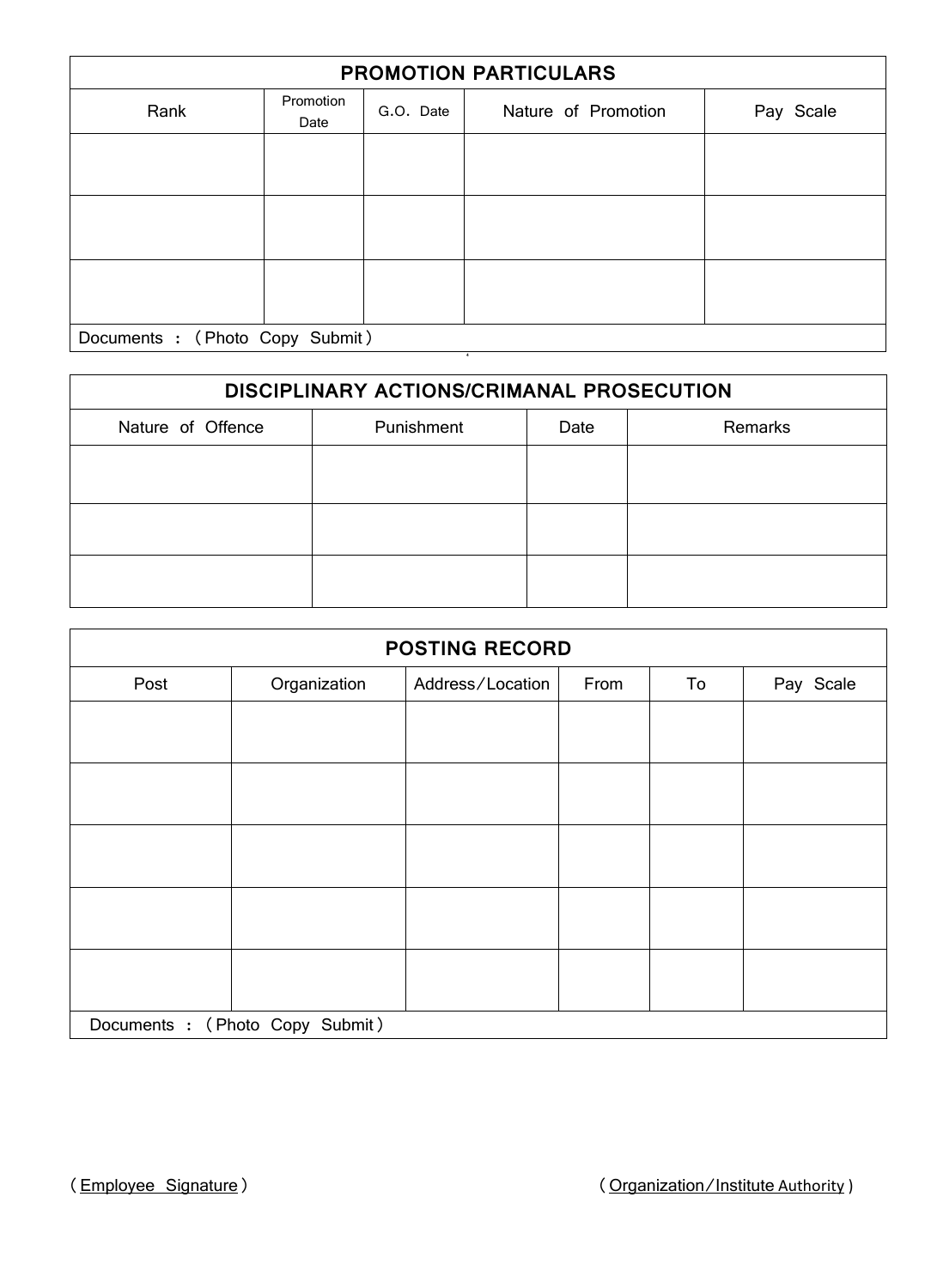| PROMOTION PARTICULARS | | | | |
|---|---|---|---|---|
| Rank | Promotion Date | G.O. Date | Nature of Promotion | Pay Scale |
| | | | | |
| | | | | |
| | | | | |
| Documents ：（Photo Copy Submit） | | | | |

| DISCIPLINARY ACTIONS/CRIMANAL PROSECUTION | | | |
|---|---|---|---|
| Nature of Offence | Punishment | Date | Remarks |
| | | | |
| | | | |
| | | | |

| POSTING RECORD | | | | | |
|---|---|---|---|---|---|
| Post | Organization | Address/Location | From | To | Pay Scale |
| | | | | | |
| | | | | | |
| | | | | | |
| | | | | | |
| | | | | | |
| Documents ：（Photo Copy Submit） | | | | | |

（Employee Signature）

（Organization/Institute Authority）